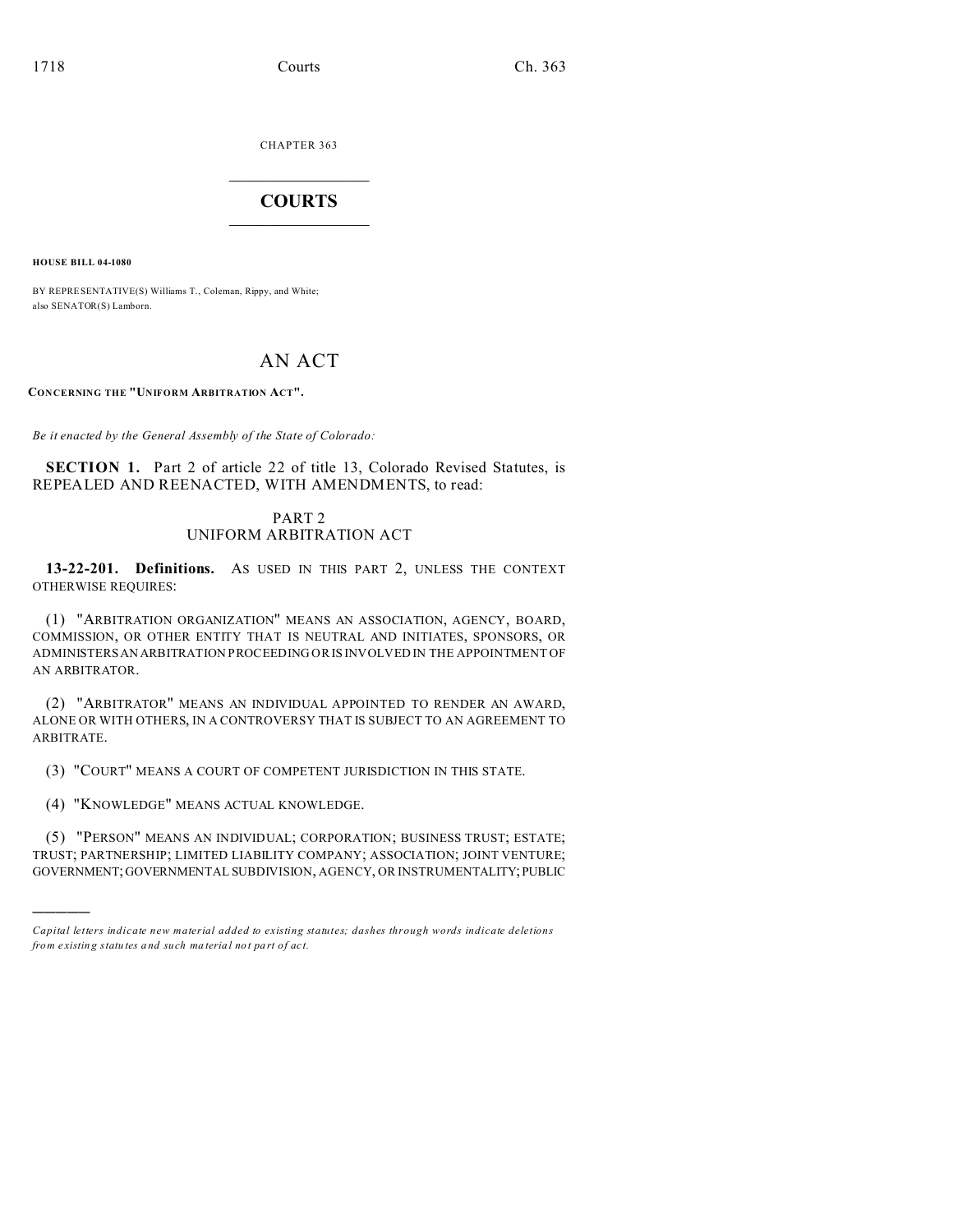CHAPTER 363

# COURTS

**HOUSE BILL 04-1080**

BY REPRESENTATIVE(S) Williams T., Coleman, Rippy, and White; also SENATOR(S) Lamborn.

## AN ACT

**CONCERNING THE "UNIFORM ARBITRATION ACT".**

*Be it enacted by the General Assembly of the State of Colorado:*

**SECTION 1.** Part 2 of article 22 of title 13, Colorado Revised Statutes, is REPEALED AND REENACTED, WITH AMENDMENTS, to read:

### PART 2
### UNIFORM ARBITRATION ACT

**13-22-201. Definitions.** AS USED IN THIS PART 2, UNLESS THE CONTEXT OTHERWISE REQUIRES:

(1) "ARBITRATION ORGANIZATION" MEANS AN ASSOCIATION, AGENCY, BOARD, COMMISSION, OR OTHER ENTITY THAT IS NEUTRAL AND INITIATES, SPONSORS, OR ADMINISTERS AN ARBITRATION PROCEEDING OR IS INVOLVED IN THE APPOINTMENT OF AN ARBITRATOR.

(2) "ARBITRATOR" MEANS AN INDIVIDUAL APPOINTED TO RENDER AN AWARD, ALONE OR WITH OTHERS, IN A CONTROVERSY THAT IS SUBJECT TO AN AGREEMENT TO ARBITRATE.

(3) "COURT" MEANS A COURT OF COMPETENT JURISDICTION IN THIS STATE.

(4) "KNOWLEDGE" MEANS ACTUAL KNOWLEDGE.

(5) "PERSON" MEANS AN INDIVIDUAL; CORPORATION; BUSINESS TRUST; ESTATE; TRUST; PARTNERSHIP; LIMITED LIABILITY COMPANY; ASSOCIATION; JOINT VENTURE; GOVERNMENT; GOVERNMENTAL SUBDIVISION, AGENCY, OR INSTRUMENTALITY; PUBLIC

---

*Capital letters indicate new material added to existing statutes; dashes through words indicate deletions from existing statutes and such material not part of act.*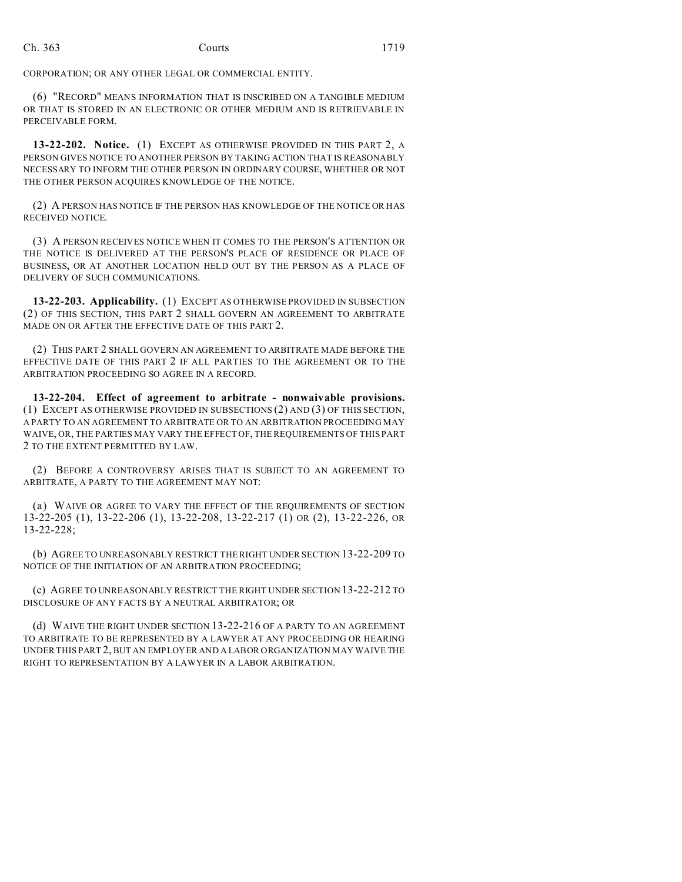CORPORATION; OR ANY OTHER LEGAL OR COMMERCIAL ENTITY.

(6) "RECORD" MEANS INFORMATION THAT IS INSCRIBED ON A TANGIBLE MEDIUM OR THAT IS STORED IN AN ELECTRONIC OR OTHER MEDIUM AND IS RETRIEVABLE IN PERCEIVABLE FORM.

**13-22-202. Notice.** (1) EXCEPT AS OTHERWISE PROVIDED IN THIS PART 2, A PERSON GIVES NOTICE TO ANOTHER PERSON BY TAKING ACTION THAT IS REASONABLY NECESSARY TO INFORM THE OTHER PERSON IN ORDINARY COURSE, WHETHER OR NOT THE OTHER PERSON ACQUIRES KNOWLEDGE OF THE NOTICE.

(2) A PERSON HAS NOTICE IF THE PERSON HAS KNOWLEDGE OF THE NOTICE OR HAS RECEIVED NOTICE.

(3) A PERSON RECEIVES NOTICE WHEN IT COMES TO THE PERSON'S ATTENTION OR THE NOTICE IS DELIVERED AT THE PERSON'S PLACE OF RESIDENCE OR PLACE OF BUSINESS, OR AT ANOTHER LOCATION HELD OUT BY THE PERSON AS A PLACE OF DELIVERY OF SUCH COMMUNICATIONS.

**13-22-203. Applicability.** (1) EXCEPT AS OTHERWISE PROVIDED IN SUBSECTION (2) OF THIS SECTION, THIS PART 2 SHALL GOVERN AN AGREEMENT TO ARBITRATE MADE ON OR AFTER THE EFFECTIVE DATE OF THIS PART 2.

(2) THIS PART 2 SHALL GOVERN AN AGREEMENT TO ARBITRATE MADE BEFORE THE EFFECTIVE DATE OF THIS PART 2 IF ALL PARTIES TO THE AGREEMENT OR TO THE ARBITRATION PROCEEDING SO AGREE IN A RECORD.

**13-22-204. Effect of agreement to arbitrate - nonwaivable provisions.** (1) EXCEPT AS OTHERWISE PROVIDED IN SUBSECTIONS (2) AND (3) OF THIS SECTION, A PARTY TO AN AGREEMENT TO ARBITRATE OR TO AN ARBITRATION PROCEEDING MAY WAIVE, OR, THE PARTIES MAY VARY THE EFFECT OF, THE REQUIREMENTS OF THIS PART 2 TO THE EXTENT PERMITTED BY LAW.

(2) BEFORE A CONTROVERSY ARISES THAT IS SUBJECT TO AN AGREEMENT TO ARBITRATE, A PARTY TO THE AGREEMENT MAY NOT:

(a) WAIVE OR AGREE TO VARY THE EFFECT OF THE REQUIREMENTS OF SECTION 13-22-205 (1), 13-22-206 (1), 13-22-208, 13-22-217 (1) OR (2), 13-22-226, OR 13-22-228;

(b) AGREE TO UNREASONABLY RESTRICT THE RIGHT UNDER SECTION 13-22-209 TO NOTICE OF THE INITIATION OF AN ARBITRATION PROCEEDING;

(c) AGREE TO UNREASONABLY RESTRICT THE RIGHT UNDER SECTION 13-22-212 TO DISCLOSURE OF ANY FACTS BY A NEUTRAL ARBITRATOR; OR

(d) WAIVE THE RIGHT UNDER SECTION 13-22-216 OF A PARTY TO AN AGREEMENT TO ARBITRATE TO BE REPRESENTED BY A LAWYER AT ANY PROCEEDING OR HEARING UNDER THIS PART 2, BUT AN EMPLOYER AND A LABOR ORGANIZATION MAY WAIVE THE RIGHT TO REPRESENTATION BY A LAWYER IN A LABOR ARBITRATION.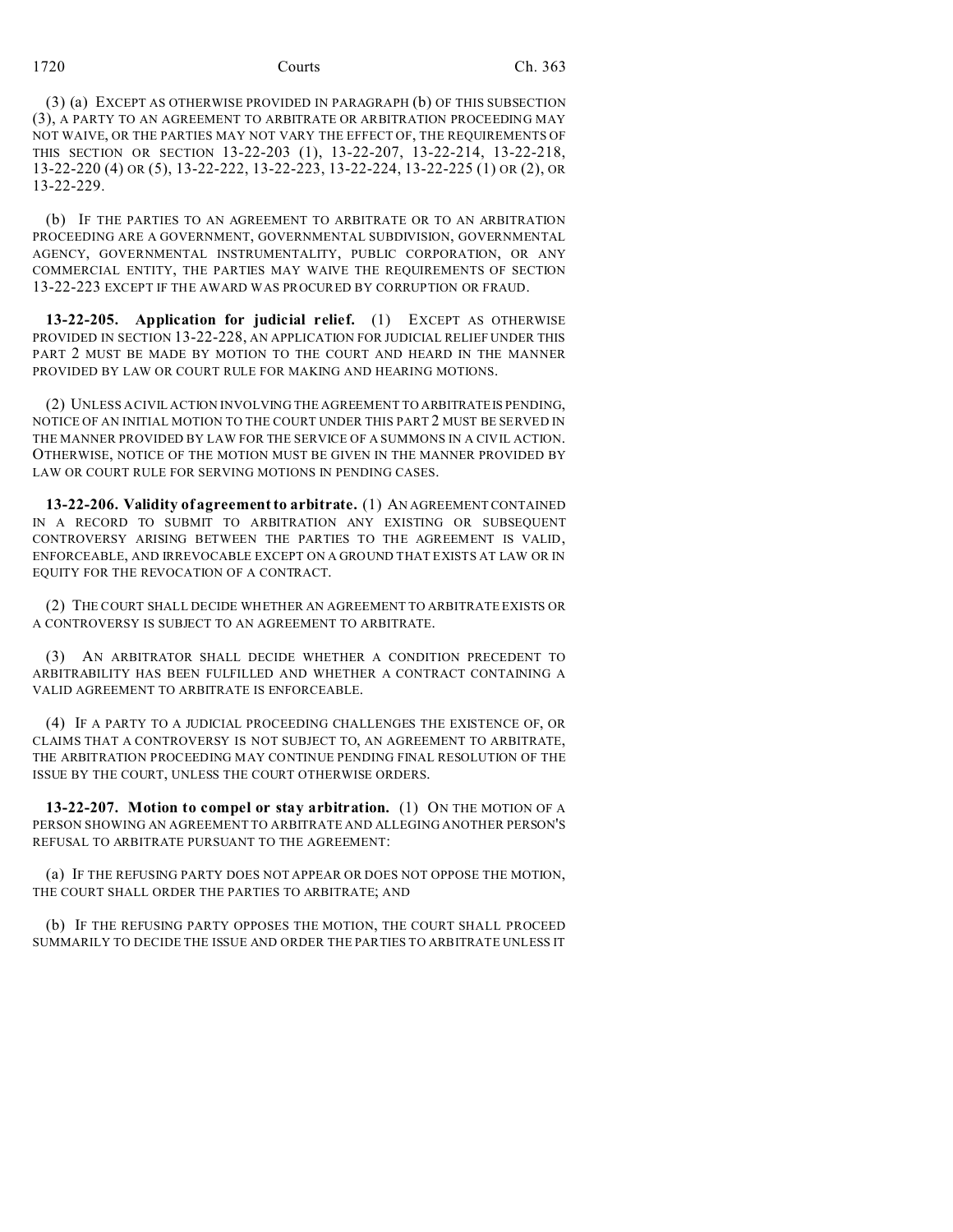(3) (a) EXCEPT AS OTHERWISE PROVIDED IN PARAGRAPH (b) OF THIS SUBSECTION (3), A PARTY TO AN AGREEMENT TO ARBITRATE OR ARBITRATION PROCEEDING MAY NOT WAIVE, OR THE PARTIES MAY NOT VARY THE EFFECT OF, THE REQUIREMENTS OF THIS SECTION OR SECTION 13-22-203 (1), 13-22-207, 13-22-214, 13-22-218, 13-22-220 (4) OR (5), 13-22-222, 13-22-223, 13-22-224, 13-22-225 (1) OR (2), OR 13-22-229.

(b) IF THE PARTIES TO AN AGREEMENT TO ARBITRATE OR TO AN ARBITRATION PROCEEDING ARE A GOVERNMENT, GOVERNMENTAL SUBDIVISION, GOVERNMENTAL AGENCY, GOVERNMENTAL INSTRUMENTALITY, PUBLIC CORPORATION, OR ANY COMMERCIAL ENTITY, THE PARTIES MAY WAIVE THE REQUIREMENTS OF SECTION 13-22-223 EXCEPT IF THE AWARD WAS PROCURED BY CORRUPTION OR FRAUD.

**13-22-205. Application for judicial relief.** (1) EXCEPT AS OTHERWISE PROVIDED IN SECTION 13-22-228, AN APPLICATION FOR JUDICIAL RELIEF UNDER THIS PART 2 MUST BE MADE BY MOTION TO THE COURT AND HEARD IN THE MANNER PROVIDED BY LAW OR COURT RULE FOR MAKING AND HEARING MOTIONS.

(2) UNLESS A CIVIL ACTION INVOLVING THE AGREEMENT TO ARBITRATE IS PENDING, NOTICE OF AN INITIAL MOTION TO THE COURT UNDER THIS PART 2 MUST BE SERVED IN THE MANNER PROVIDED BY LAW FOR THE SERVICE OF A SUMMONS IN A CIVIL ACTION. OTHERWISE, NOTICE OF THE MOTION MUST BE GIVEN IN THE MANNER PROVIDED BY LAW OR COURT RULE FOR SERVING MOTIONS IN PENDING CASES.

**13-22-206. Validity of agreement to arbitrate.** (1) AN AGREEMENT CONTAINED IN A RECORD TO SUBMIT TO ARBITRATION ANY EXISTING OR SUBSEQUENT CONTROVERSY ARISING BETWEEN THE PARTIES TO THE AGREEMENT IS VALID, ENFORCEABLE, AND IRREVOCABLE EXCEPT ON A GROUND THAT EXISTS AT LAW OR IN EQUITY FOR THE REVOCATION OF A CONTRACT.

(2) THE COURT SHALL DECIDE WHETHER AN AGREEMENT TO ARBITRATE EXISTS OR A CONTROVERSY IS SUBJECT TO AN AGREEMENT TO ARBITRATE.

(3) AN ARBITRATOR SHALL DECIDE WHETHER A CONDITION PRECEDENT TO ARBITRABILITY HAS BEEN FULFILLED AND WHETHER A CONTRACT CONTAINING A VALID AGREEMENT TO ARBITRATE IS ENFORCEABLE.

(4) IF A PARTY TO A JUDICIAL PROCEEDING CHALLENGES THE EXISTENCE OF, OR CLAIMS THAT A CONTROVERSY IS NOT SUBJECT TO, AN AGREEMENT TO ARBITRATE, THE ARBITRATION PROCEEDING MAY CONTINUE PENDING FINAL RESOLUTION OF THE ISSUE BY THE COURT, UNLESS THE COURT OTHERWISE ORDERS.

**13-22-207. Motion to compel or stay arbitration.** (1) ON THE MOTION OF A PERSON SHOWING AN AGREEMENT TO ARBITRATE AND ALLEGING ANOTHER PERSON'S REFUSAL TO ARBITRATE PURSUANT TO THE AGREEMENT:

(a) IF THE REFUSING PARTY DOES NOT APPEAR OR DOES NOT OPPOSE THE MOTION, THE COURT SHALL ORDER THE PARTIES TO ARBITRATE; AND

(b) IF THE REFUSING PARTY OPPOSES THE MOTION, THE COURT SHALL PROCEED SUMMARILY TO DECIDE THE ISSUE AND ORDER THE PARTIES TO ARBITRATE UNLESS IT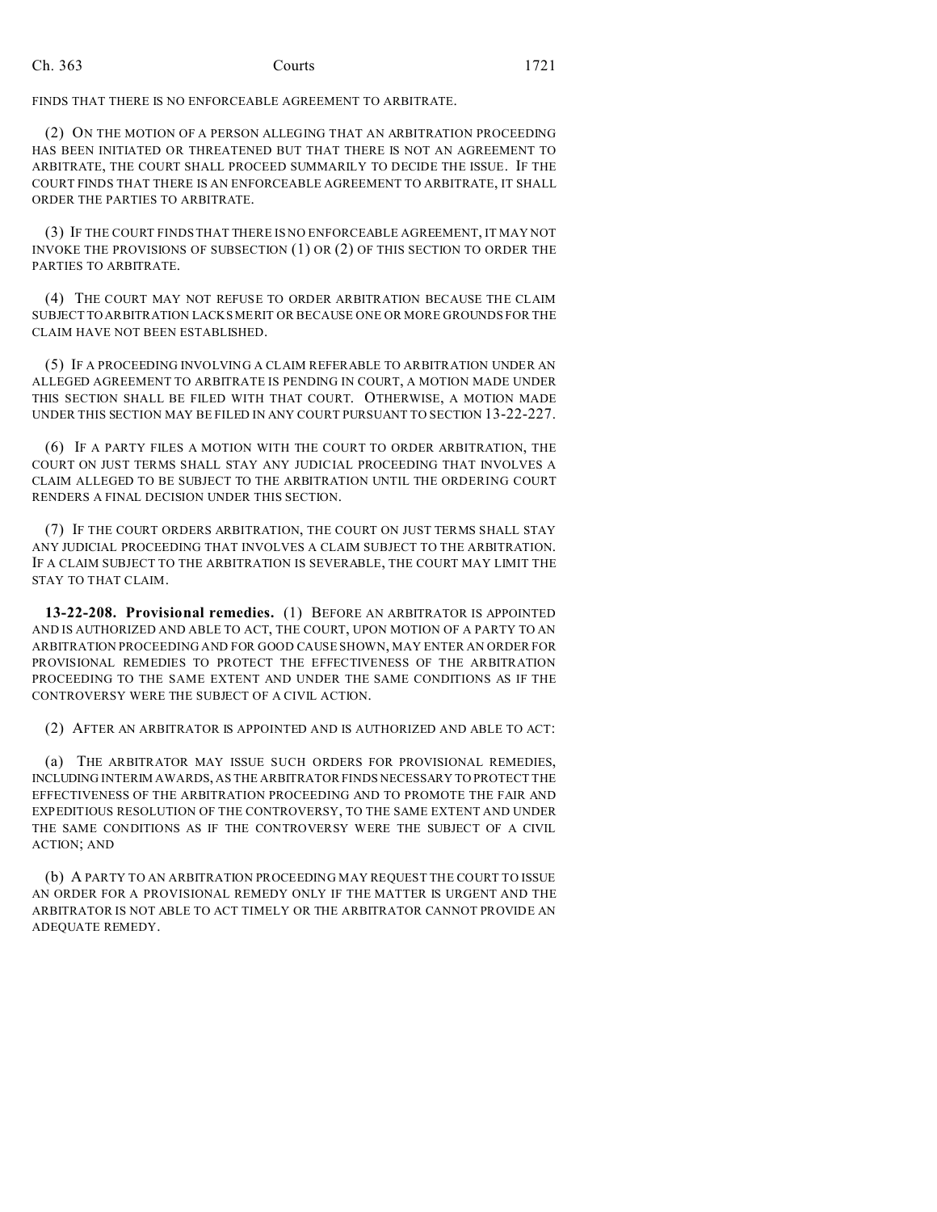FINDS THAT THERE IS NO ENFORCEABLE AGREEMENT TO ARBITRATE.

(2) ON THE MOTION OF A PERSON ALLEGING THAT AN ARBITRATION PROCEEDING HAS BEEN INITIATED OR THREATENED BUT THAT THERE IS NOT AN AGREEMENT TO ARBITRATE, THE COURT SHALL PROCEED SUMMARILY TO DECIDE THE ISSUE. IF THE COURT FINDS THAT THERE IS AN ENFORCEABLE AGREEMENT TO ARBITRATE, IT SHALL ORDER THE PARTIES TO ARBITRATE.

(3) IF THE COURT FINDS THAT THERE IS NO ENFORCEABLE AGREEMENT, IT MAY NOT INVOKE THE PROVISIONS OF SUBSECTION (1) OR (2) OF THIS SECTION TO ORDER THE PARTIES TO ARBITRATE.

(4) THE COURT MAY NOT REFUSE TO ORDER ARBITRATION BECAUSE THE CLAIM SUBJECT TO ARBITRATION LACKS MERIT OR BECAUSE ONE OR MORE GROUNDS FOR THE CLAIM HAVE NOT BEEN ESTABLISHED.

(5) IF A PROCEEDING INVOLVING A CLAIM REFERABLE TO ARBITRATION UNDER AN ALLEGED AGREEMENT TO ARBITRATE IS PENDING IN COURT, A MOTION MADE UNDER THIS SECTION SHALL BE FILED WITH THAT COURT. OTHERWISE, A MOTION MADE UNDER THIS SECTION MAY BE FILED IN ANY COURT PURSUANT TO SECTION 13-22-227.

(6) IF A PARTY FILES A MOTION WITH THE COURT TO ORDER ARBITRATION, THE COURT ON JUST TERMS SHALL STAY ANY JUDICIAL PROCEEDING THAT INVOLVES A CLAIM ALLEGED TO BE SUBJECT TO THE ARBITRATION UNTIL THE ORDERING COURT RENDERS A FINAL DECISION UNDER THIS SECTION.

(7) IF THE COURT ORDERS ARBITRATION, THE COURT ON JUST TERMS SHALL STAY ANY JUDICIAL PROCEEDING THAT INVOLVES A CLAIM SUBJECT TO THE ARBITRATION. IF A CLAIM SUBJECT TO THE ARBITRATION IS SEVERABLE, THE COURT MAY LIMIT THE STAY TO THAT CLAIM.

**13-22-208. Provisional remedies.** (1) BEFORE AN ARBITRATOR IS APPOINTED AND IS AUTHORIZED AND ABLE TO ACT, THE COURT, UPON MOTION OF A PARTY TO AN ARBITRATION PROCEEDING AND FOR GOOD CAUSE SHOWN, MAY ENTER AN ORDER FOR PROVISIONAL REMEDIES TO PROTECT THE EFFECTIVENESS OF THE ARBITRATION PROCEEDING TO THE SAME EXTENT AND UNDER THE SAME CONDITIONS AS IF THE CONTROVERSY WERE THE SUBJECT OF A CIVIL ACTION.

(2) AFTER AN ARBITRATOR IS APPOINTED AND IS AUTHORIZED AND ABLE TO ACT:

(a) THE ARBITRATOR MAY ISSUE SUCH ORDERS FOR PROVISIONAL REMEDIES, INCLUDING INTERIM AWARDS, AS THE ARBITRATOR FINDS NECESSARY TO PROTECT THE EFFECTIVENESS OF THE ARBITRATION PROCEEDING AND TO PROMOTE THE FAIR AND EXPEDITIOUS RESOLUTION OF THE CONTROVERSY, TO THE SAME EXTENT AND UNDER THE SAME CONDITIONS AS IF THE CONTROVERSY WERE THE SUBJECT OF A CIVIL ACTION; AND

(b) A PARTY TO AN ARBITRATION PROCEEDING MAY REQUEST THE COURT TO ISSUE AN ORDER FOR A PROVISIONAL REMEDY ONLY IF THE MATTER IS URGENT AND THE ARBITRATOR IS NOT ABLE TO ACT TIMELY OR THE ARBITRATOR CANNOT PROVIDE AN ADEQUATE REMEDY.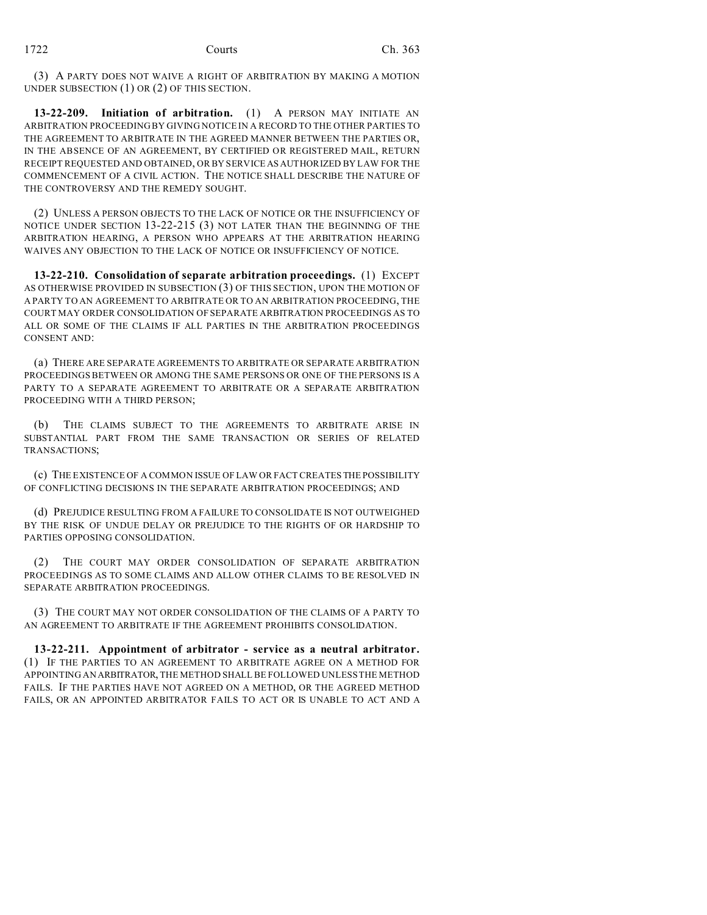(3) A PARTY DOES NOT WAIVE A RIGHT OF ARBITRATION BY MAKING A MOTION UNDER SUBSECTION (1) OR (2) OF THIS SECTION.

**13-22-209. Initiation of arbitration.** (1) A PERSON MAY INITIATE AN ARBITRATION PROCEEDING BY GIVING NOTICE IN A RECORD TO THE OTHER PARTIES TO THE AGREEMENT TO ARBITRATE IN THE AGREED MANNER BETWEEN THE PARTIES OR, IN THE ABSENCE OF AN AGREEMENT, BY CERTIFIED OR REGISTERED MAIL, RETURN RECEIPT REQUESTED AND OBTAINED, OR BY SERVICE AS AUTHORIZED BY LAW FOR THE COMMENCEMENT OF A CIVIL ACTION. THE NOTICE SHALL DESCRIBE THE NATURE OF THE CONTROVERSY AND THE REMEDY SOUGHT.

(2) UNLESS A PERSON OBJECTS TO THE LACK OF NOTICE OR THE INSUFFICIENCY OF NOTICE UNDER SECTION 13-22-215 (3) NOT LATER THAN THE BEGINNING OF THE ARBITRATION HEARING, A PERSON WHO APPEARS AT THE ARBITRATION HEARING WAIVES ANY OBJECTION TO THE LACK OF NOTICE OR INSUFFICIENCY OF NOTICE.

**13-22-210. Consolidation of separate arbitration proceedings.** (1) EXCEPT AS OTHERWISE PROVIDED IN SUBSECTION (3) OF THIS SECTION, UPON THE MOTION OF A PARTY TO AN AGREEMENT TO ARBITRATE OR TO AN ARBITRATION PROCEEDING, THE COURT MAY ORDER CONSOLIDATION OF SEPARATE ARBITRATION PROCEEDINGS AS TO ALL OR SOME OF THE CLAIMS IF ALL PARTIES IN THE ARBITRATION PROCEEDINGS CONSENT AND:

(a) THERE ARE SEPARATE AGREEMENTS TO ARBITRATE OR SEPARATE ARBITRATION PROCEEDINGS BETWEEN OR AMONG THE SAME PERSONS OR ONE OF THE PERSONS IS A PARTY TO A SEPARATE AGREEMENT TO ARBITRATE OR A SEPARATE ARBITRATION PROCEEDING WITH A THIRD PERSON;

(b) THE CLAIMS SUBJECT TO THE AGREEMENTS TO ARBITRATE ARISE IN SUBSTANTIAL PART FROM THE SAME TRANSACTION OR SERIES OF RELATED TRANSACTIONS;

(c) THE EXISTENCE OF A COMMON ISSUE OF LAW OR FACT CREATES THE POSSIBILITY OF CONFLICTING DECISIONS IN THE SEPARATE ARBITRATION PROCEEDINGS; AND

(d) PREJUDICE RESULTING FROM A FAILURE TO CONSOLIDATE IS NOT OUTWEIGHED BY THE RISK OF UNDUE DELAY OR PREJUDICE TO THE RIGHTS OF OR HARDSHIP TO PARTIES OPPOSING CONSOLIDATION.

(2) THE COURT MAY ORDER CONSOLIDATION OF SEPARATE ARBITRATION PROCEEDINGS AS TO SOME CLAIMS AND ALLOW OTHER CLAIMS TO BE RESOLVED IN SEPARATE ARBITRATION PROCEEDINGS.

(3) THE COURT MAY NOT ORDER CONSOLIDATION OF THE CLAIMS OF A PARTY TO AN AGREEMENT TO ARBITRATE IF THE AGREEMENT PROHIBITS CONSOLIDATION.

**13-22-211. Appointment of arbitrator - service as a neutral arbitrator.** (1) IF THE PARTIES TO AN AGREEMENT TO ARBITRATE AGREE ON A METHOD FOR APPOINTING AN ARBITRATOR, THE METHOD SHALL BE FOLLOWED UNLESS THE METHOD FAILS. IF THE PARTIES HAVE NOT AGREED ON A METHOD, OR THE AGREED METHOD FAILS, OR AN APPOINTED ARBITRATOR FAILS TO ACT OR IS UNABLE TO ACT AND A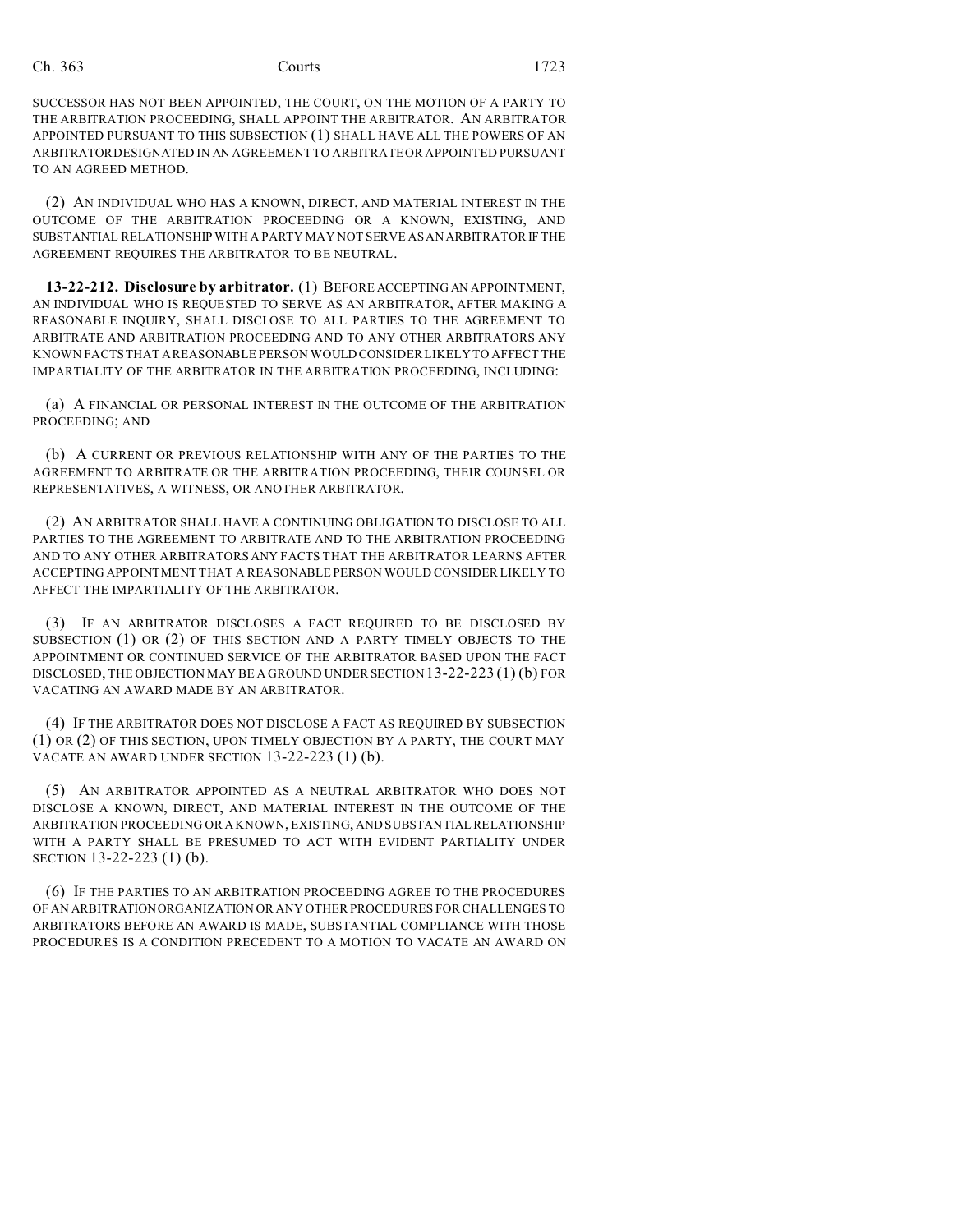SUCCESSOR HAS NOT BEEN APPOINTED, THE COURT, ON THE MOTION OF A PARTY TO THE ARBITRATION PROCEEDING, SHALL APPOINT THE ARBITRATOR. AN ARBITRATOR APPOINTED PURSUANT TO THIS SUBSECTION (1) SHALL HAVE ALL THE POWERS OF AN ARBITRATOR DESIGNATED IN AN AGREEMENT TO ARBITRATE OR APPOINTED PURSUANT TO AN AGREED METHOD.

(2) AN INDIVIDUAL WHO HAS A KNOWN, DIRECT, AND MATERIAL INTEREST IN THE OUTCOME OF THE ARBITRATION PROCEEDING OR A KNOWN, EXISTING, AND SUBSTANTIAL RELATIONSHIP WITH A PARTY MAY NOT SERVE AS AN ARBITRATOR IF THE AGREEMENT REQUIRES THE ARBITRATOR TO BE NEUTRAL.

**13-22-212. Disclosure by arbitrator.** (1) BEFORE ACCEPTING AN APPOINTMENT, AN INDIVIDUAL WHO IS REQUESTED TO SERVE AS AN ARBITRATOR, AFTER MAKING A REASONABLE INQUIRY, SHALL DISCLOSE TO ALL PARTIES TO THE AGREEMENT TO ARBITRATE AND ARBITRATION PROCEEDING AND TO ANY OTHER ARBITRATORS ANY KNOWN FACTS THAT A REASONABLE PERSON WOULD CONSIDER LIKELY TO AFFECT THE IMPARTIALITY OF THE ARBITRATOR IN THE ARBITRATION PROCEEDING, INCLUDING:

(a) A FINANCIAL OR PERSONAL INTEREST IN THE OUTCOME OF THE ARBITRATION PROCEEDING; AND

(b) A CURRENT OR PREVIOUS RELATIONSHIP WITH ANY OF THE PARTIES TO THE AGREEMENT TO ARBITRATE OR THE ARBITRATION PROCEEDING, THEIR COUNSEL OR REPRESENTATIVES, A WITNESS, OR ANOTHER ARBITRATOR.

(2) AN ARBITRATOR SHALL HAVE A CONTINUING OBLIGATION TO DISCLOSE TO ALL PARTIES TO THE AGREEMENT TO ARBITRATE AND TO THE ARBITRATION PROCEEDING AND TO ANY OTHER ARBITRATORS ANY FACTS THAT THE ARBITRATOR LEARNS AFTER ACCEPTING APPOINTMENT THAT A REASONABLE PERSON WOULD CONSIDER LIKELY TO AFFECT THE IMPARTIALITY OF THE ARBITRATOR.

(3) IF AN ARBITRATOR DISCLOSES A FACT REQUIRED TO BE DISCLOSED BY SUBSECTION (1) OR (2) OF THIS SECTION AND A PARTY TIMELY OBJECTS TO THE APPOINTMENT OR CONTINUED SERVICE OF THE ARBITRATOR BASED UPON THE FACT DISCLOSED, THE OBJECTION MAY BE A GROUND UNDER SECTION 13-22-223 (1) (b) FOR VACATING AN AWARD MADE BY AN ARBITRATOR.

(4) IF THE ARBITRATOR DOES NOT DISCLOSE A FACT AS REQUIRED BY SUBSECTION (1) OR (2) OF THIS SECTION, UPON TIMELY OBJECTION BY A PARTY, THE COURT MAY VACATE AN AWARD UNDER SECTION 13-22-223 (1) (b).

(5) AN ARBITRATOR APPOINTED AS A NEUTRAL ARBITRATOR WHO DOES NOT DISCLOSE A KNOWN, DIRECT, AND MATERIAL INTEREST IN THE OUTCOME OF THE ARBITRATION PROCEEDING OR A KNOWN, EXISTING, AND SUBSTANTIAL RELATIONSHIP WITH A PARTY SHALL BE PRESUMED TO ACT WITH EVIDENT PARTIALITY UNDER SECTION 13-22-223 (1) (b).

(6) IF THE PARTIES TO AN ARBITRATION PROCEEDING AGREE TO THE PROCEDURES OF AN ARBITRATION ORGANIZATION OR ANY OTHER PROCEDURES FOR CHALLENGES TO ARBITRATORS BEFORE AN AWARD IS MADE, SUBSTANTIAL COMPLIANCE WITH THOSE PROCEDURES IS A CONDITION PRECEDENT TO A MOTION TO VACATE AN AWARD ON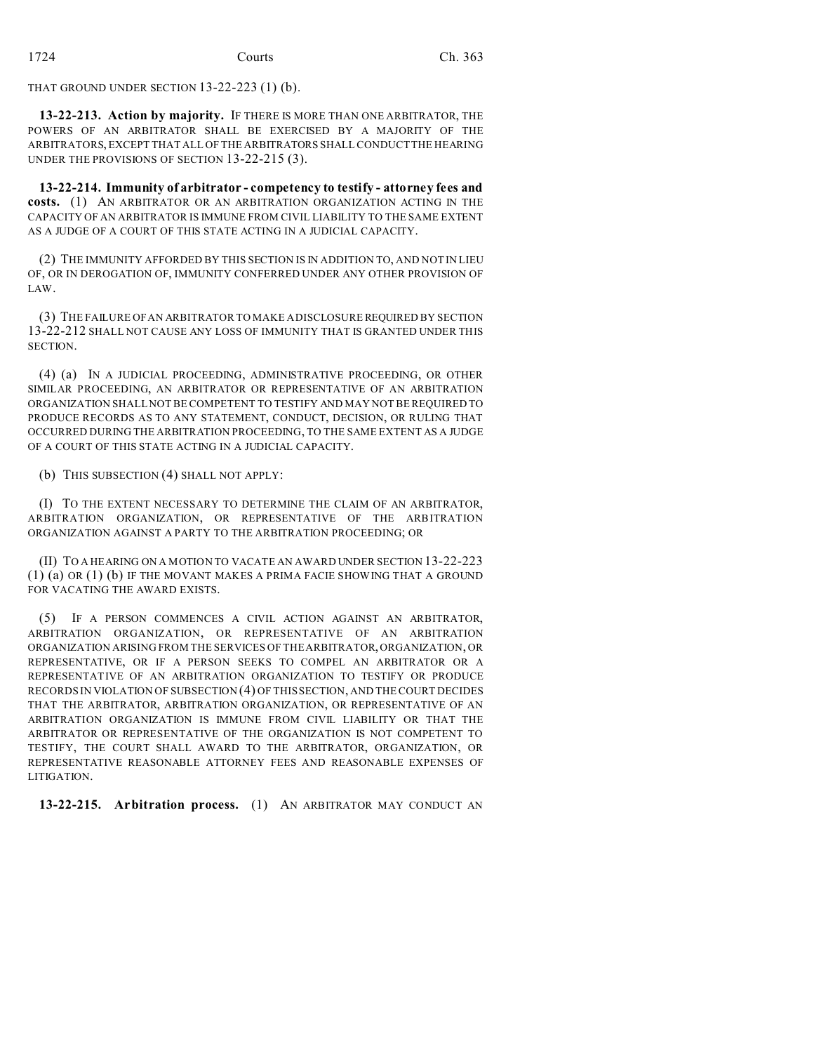THAT GROUND UNDER SECTION 13-22-223 (1) (b).

**13-22-213. Action by majority.** IF THERE IS MORE THAN ONE ARBITRATOR, THE POWERS OF AN ARBITRATOR SHALL BE EXERCISED BY A MAJORITY OF THE ARBITRATORS, EXCEPT THAT ALL OF THE ARBITRATORS SHALL CONDUCT THE HEARING UNDER THE PROVISIONS OF SECTION 13-22-215 (3).

**13-22-214. Immunity of arbitrator - competency to testify - attorney fees and costs.** (1) AN ARBITRATOR OR AN ARBITRATION ORGANIZATION ACTING IN THE CAPACITY OF AN ARBITRATOR IS IMMUNE FROM CIVIL LIABILITY TO THE SAME EXTENT AS A JUDGE OF A COURT OF THIS STATE ACTING IN A JUDICIAL CAPACITY.

(2) THE IMMUNITY AFFORDED BY THIS SECTION IS IN ADDITION TO, AND NOT IN LIEU OF, OR IN DEROGATION OF, IMMUNITY CONFERRED UNDER ANY OTHER PROVISION OF LAW.

(3) THE FAILURE OF AN ARBITRATOR TO MAKE A DISCLOSURE REQUIRED BY SECTION 13-22-212 SHALL NOT CAUSE ANY LOSS OF IMMUNITY THAT IS GRANTED UNDER THIS SECTION.

(4) (a) IN A JUDICIAL PROCEEDING, ADMINISTRATIVE PROCEEDING, OR OTHER SIMILAR PROCEEDING, AN ARBITRATOR OR REPRESENTATIVE OF AN ARBITRATION ORGANIZATION SHALL NOT BE COMPETENT TO TESTIFY AND MAY NOT BE REQUIRED TO PRODUCE RECORDS AS TO ANY STATEMENT, CONDUCT, DECISION, OR RULING THAT OCCURRED DURING THE ARBITRATION PROCEEDING, TO THE SAME EXTENT AS A JUDGE OF A COURT OF THIS STATE ACTING IN A JUDICIAL CAPACITY.

(b) THIS SUBSECTION (4) SHALL NOT APPLY:

(I) TO THE EXTENT NECESSARY TO DETERMINE THE CLAIM OF AN ARBITRATOR, ARBITRATION ORGANIZATION, OR REPRESENTATIVE OF THE ARBITRATION ORGANIZATION AGAINST A PARTY TO THE ARBITRATION PROCEEDING; OR

(II) TO A HEARING ON A MOTION TO VACATE AN AWARD UNDER SECTION 13-22-223 (1) (a) OR (1) (b) IF THE MOVANT MAKES A PRIMA FACIE SHOWING THAT A GROUND FOR VACATING THE AWARD EXISTS.

(5) IF A PERSON COMMENCES A CIVIL ACTION AGAINST AN ARBITRATOR, ARBITRATION ORGANIZATION, OR REPRESENTATIVE OF AN ARBITRATION ORGANIZATION ARISING FROM THE SERVICES OF THE ARBITRATOR, ORGANIZATION, OR REPRESENTATIVE, OR IF A PERSON SEEKS TO COMPEL AN ARBITRATOR OR A REPRESENTATIVE OF AN ARBITRATION ORGANIZATION TO TESTIFY OR PRODUCE RECORDS IN VIOLATION OF SUBSECTION (4) OF THIS SECTION, AND THE COURT DECIDES THAT THE ARBITRATOR, ARBITRATION ORGANIZATION, OR REPRESENTATIVE OF AN ARBITRATION ORGANIZATION IS IMMUNE FROM CIVIL LIABILITY OR THAT THE ARBITRATOR OR REPRESENTATIVE OF THE ORGANIZATION IS NOT COMPETENT TO TESTIFY, THE COURT SHALL AWARD TO THE ARBITRATOR, ORGANIZATION, OR REPRESENTATIVE REASONABLE ATTORNEY FEES AND REASONABLE EXPENSES OF LITIGATION.

**13-22-215. Arbitration process.** (1) AN ARBITRATOR MAY CONDUCT AN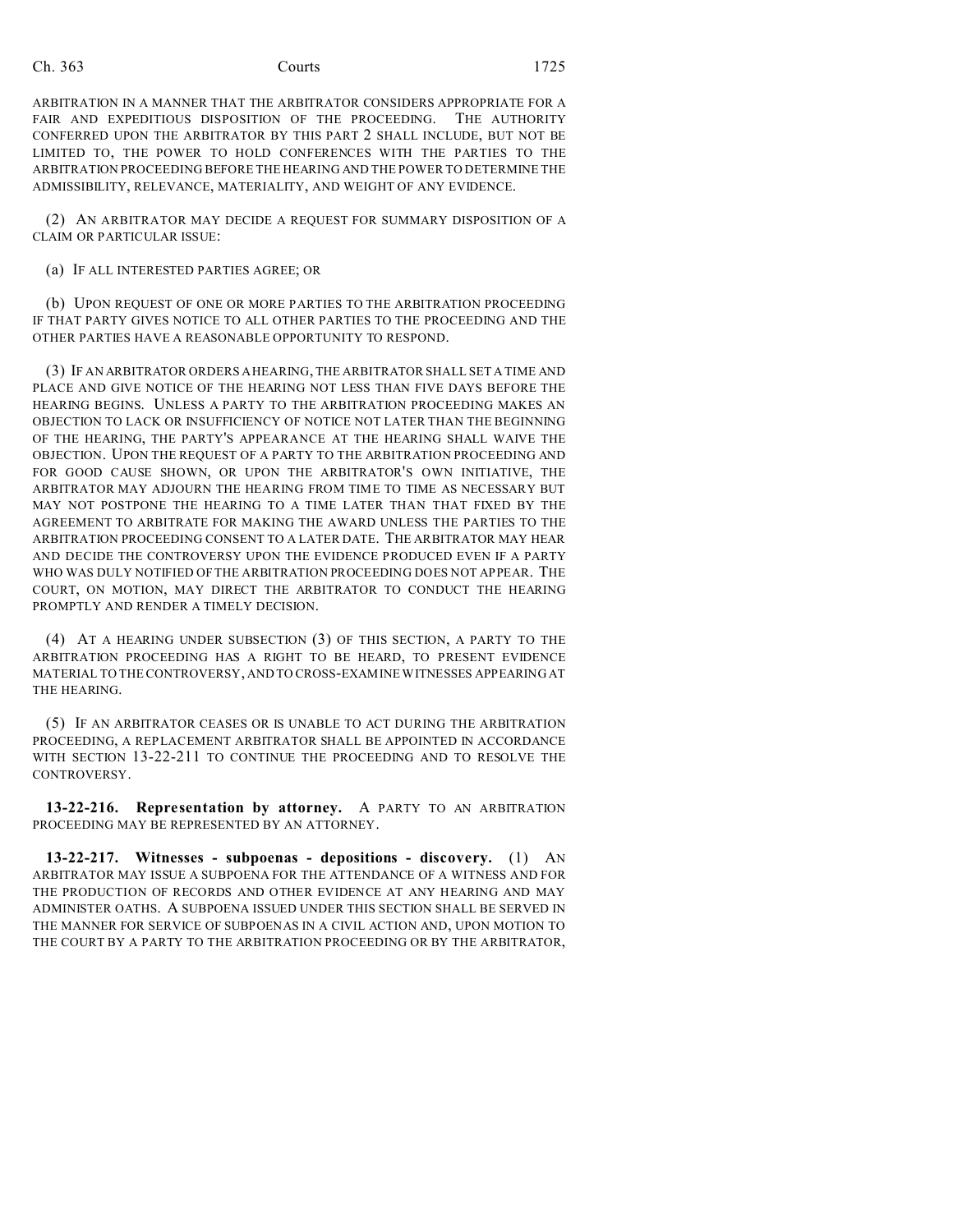ARBITRATION IN A MANNER THAT THE ARBITRATOR CONSIDERS APPROPRIATE FOR A FAIR AND EXPEDITIOUS DISPOSITION OF THE PROCEEDING. THE AUTHORITY CONFERRED UPON THE ARBITRATOR BY THIS PART 2 SHALL INCLUDE, BUT NOT BE LIMITED TO, THE POWER TO HOLD CONFERENCES WITH THE PARTIES TO THE ARBITRATION PROCEEDING BEFORE THE HEARING AND THE POWER TO DETERMINE THE ADMISSIBILITY, RELEVANCE, MATERIALITY, AND WEIGHT OF ANY EVIDENCE.

(2) AN ARBITRATOR MAY DECIDE A REQUEST FOR SUMMARY DISPOSITION OF A CLAIM OR PARTICULAR ISSUE:

(a) IF ALL INTERESTED PARTIES AGREE; OR

(b) UPON REQUEST OF ONE OR MORE PARTIES TO THE ARBITRATION PROCEEDING IF THAT PARTY GIVES NOTICE TO ALL OTHER PARTIES TO THE PROCEEDING AND THE OTHER PARTIES HAVE A REASONABLE OPPORTUNITY TO RESPOND.

(3) IF AN ARBITRATOR ORDERS A HEARING, THE ARBITRATOR SHALL SET A TIME AND PLACE AND GIVE NOTICE OF THE HEARING NOT LESS THAN FIVE DAYS BEFORE THE HEARING BEGINS. UNLESS A PARTY TO THE ARBITRATION PROCEEDING MAKES AN OBJECTION TO LACK OR INSUFFICIENCY OF NOTICE NOT LATER THAN THE BEGINNING OF THE HEARING, THE PARTY'S APPEARANCE AT THE HEARING SHALL WAIVE THE OBJECTION. UPON THE REQUEST OF A PARTY TO THE ARBITRATION PROCEEDING AND FOR GOOD CAUSE SHOWN, OR UPON THE ARBITRATOR'S OWN INITIATIVE, THE ARBITRATOR MAY ADJOURN THE HEARING FROM TIME TO TIME AS NECESSARY BUT MAY NOT POSTPONE THE HEARING TO A TIME LATER THAN THAT FIXED BY THE AGREEMENT TO ARBITRATE FOR MAKING THE AWARD UNLESS THE PARTIES TO THE ARBITRATION PROCEEDING CONSENT TO A LATER DATE. THE ARBITRATOR MAY HEAR AND DECIDE THE CONTROVERSY UPON THE EVIDENCE PRODUCED EVEN IF A PARTY WHO WAS DULY NOTIFIED OF THE ARBITRATION PROCEEDING DOES NOT APPEAR. THE COURT, ON MOTION, MAY DIRECT THE ARBITRATOR TO CONDUCT THE HEARING PROMPTLY AND RENDER A TIMELY DECISION.

(4) AT A HEARING UNDER SUBSECTION (3) OF THIS SECTION, A PARTY TO THE ARBITRATION PROCEEDING HAS A RIGHT TO BE HEARD, TO PRESENT EVIDENCE MATERIAL TO THE CONTROVERSY, AND TO CROSS-EXAMINE WITNESSES APPEARING AT THE HEARING.

(5) IF AN ARBITRATOR CEASES OR IS UNABLE TO ACT DURING THE ARBITRATION PROCEEDING, A REPLACEMENT ARBITRATOR SHALL BE APPOINTED IN ACCORDANCE WITH SECTION 13-22-211 TO CONTINUE THE PROCEEDING AND TO RESOLVE THE CONTROVERSY.

**13-22-216. Representation by attorney.** A PARTY TO AN ARBITRATION PROCEEDING MAY BE REPRESENTED BY AN ATTORNEY.

**13-22-217. Witnesses - subpoenas - depositions - discovery.** (1) AN ARBITRATOR MAY ISSUE A SUBPOENA FOR THE ATTENDANCE OF A WITNESS AND FOR THE PRODUCTION OF RECORDS AND OTHER EVIDENCE AT ANY HEARING AND MAY ADMINISTER OATHS. A SUBPOENA ISSUED UNDER THIS SECTION SHALL BE SERVED IN THE MANNER FOR SERVICE OF SUBPOENAS IN A CIVIL ACTION AND, UPON MOTION TO THE COURT BY A PARTY TO THE ARBITRATION PROCEEDING OR BY THE ARBITRATOR,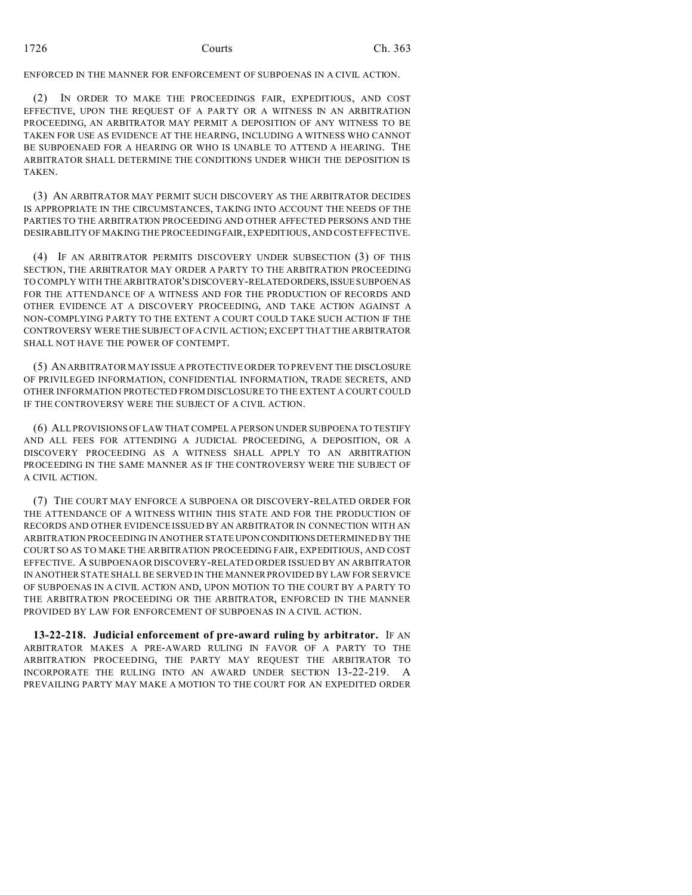ENFORCED IN THE MANNER FOR ENFORCEMENT OF SUBPOENAS IN A CIVIL ACTION.

(2) IN ORDER TO MAKE THE PROCEEDINGS FAIR, EXPEDITIOUS, AND COST EFFECTIVE, UPON THE REQUEST OF A PARTY OR A WITNESS IN AN ARBITRATION PROCEEDING, AN ARBITRATOR MAY PERMIT A DEPOSITION OF ANY WITNESS TO BE TAKEN FOR USE AS EVIDENCE AT THE HEARING, INCLUDING A WITNESS WHO CANNOT BE SUBPOENAED FOR A HEARING OR WHO IS UNABLE TO ATTEND A HEARING. THE ARBITRATOR SHALL DETERMINE THE CONDITIONS UNDER WHICH THE DEPOSITION IS TAKEN.

(3) AN ARBITRATOR MAY PERMIT SUCH DISCOVERY AS THE ARBITRATOR DECIDES IS APPROPRIATE IN THE CIRCUMSTANCES, TAKING INTO ACCOUNT THE NEEDS OF THE PARTIES TO THE ARBITRATION PROCEEDING AND OTHER AFFECTED PERSONS AND THE DESIRABILITY OF MAKING THE PROCEEDING FAIR, EXPEDITIOUS, AND COST EFFECTIVE.

(4) IF AN ARBITRATOR PERMITS DISCOVERY UNDER SUBSECTION (3) OF THIS SECTION, THE ARBITRATOR MAY ORDER A PARTY TO THE ARBITRATION PROCEEDING TO COMPLY WITH THE ARBITRATOR'S DISCOVERY-RELATED ORDERS, ISSUE SUBPOENAS FOR THE ATTENDANCE OF A WITNESS AND FOR THE PRODUCTION OF RECORDS AND OTHER EVIDENCE AT A DISCOVERY PROCEEDING, AND TAKE ACTION AGAINST A NON-COMPLYING PARTY TO THE EXTENT A COURT COULD TAKE SUCH ACTION IF THE CONTROVERSY WERE THE SUBJECT OF A CIVIL ACTION; EXCEPT THAT THE ARBITRATOR SHALL NOT HAVE THE POWER OF CONTEMPT.

(5) AN ARBITRATOR MAY ISSUE A PROTECTIVE ORDER TO PREVENT THE DISCLOSURE OF PRIVILEGED INFORMATION, CONFIDENTIAL INFORMATION, TRADE SECRETS, AND OTHER INFORMATION PROTECTED FROM DISCLOSURE TO THE EXTENT A COURT COULD IF THE CONTROVERSY WERE THE SUBJECT OF A CIVIL ACTION.

(6) ALL PROVISIONS OF LAW THAT COMPEL A PERSON UNDER SUBPOENA TO TESTIFY AND ALL FEES FOR ATTENDING A JUDICIAL PROCEEDING, A DEPOSITION, OR A DISCOVERY PROCEEDING AS A WITNESS SHALL APPLY TO AN ARBITRATION PROCEEDING IN THE SAME MANNER AS IF THE CONTROVERSY WERE THE SUBJECT OF A CIVIL ACTION.

(7) THE COURT MAY ENFORCE A SUBPOENA OR DISCOVERY-RELATED ORDER FOR THE ATTENDANCE OF A WITNESS WITHIN THIS STATE AND FOR THE PRODUCTION OF RECORDS AND OTHER EVIDENCE ISSUED BY AN ARBITRATOR IN CONNECTION WITH AN ARBITRATION PROCEEDING IN ANOTHER STATE UPON CONDITIONS DETERMINED BY THE COURT SO AS TO MAKE THE ARBITRATION PROCEEDING FAIR, EXPEDITIOUS, AND COST EFFECTIVE. A SUBPOENA OR DISCOVERY-RELATED ORDER ISSUED BY AN ARBITRATOR IN ANOTHER STATE SHALL BE SERVED IN THE MANNER PROVIDED BY LAW FOR SERVICE OF SUBPOENAS IN A CIVIL ACTION AND, UPON MOTION TO THE COURT BY A PARTY TO THE ARBITRATION PROCEEDING OR THE ARBITRATOR, ENFORCED IN THE MANNER PROVIDED BY LAW FOR ENFORCEMENT OF SUBPOENAS IN A CIVIL ACTION.

**13-22-218. Judicial enforcement of pre-award ruling by arbitrator.** IF AN ARBITRATOR MAKES A PRE-AWARD RULING IN FAVOR OF A PARTY TO THE ARBITRATION PROCEEDING, THE PARTY MAY REQUEST THE ARBITRATOR TO INCORPORATE THE RULING INTO AN AWARD UNDER SECTION 13-22-219. A PREVAILING PARTY MAY MAKE A MOTION TO THE COURT FOR AN EXPEDITED ORDER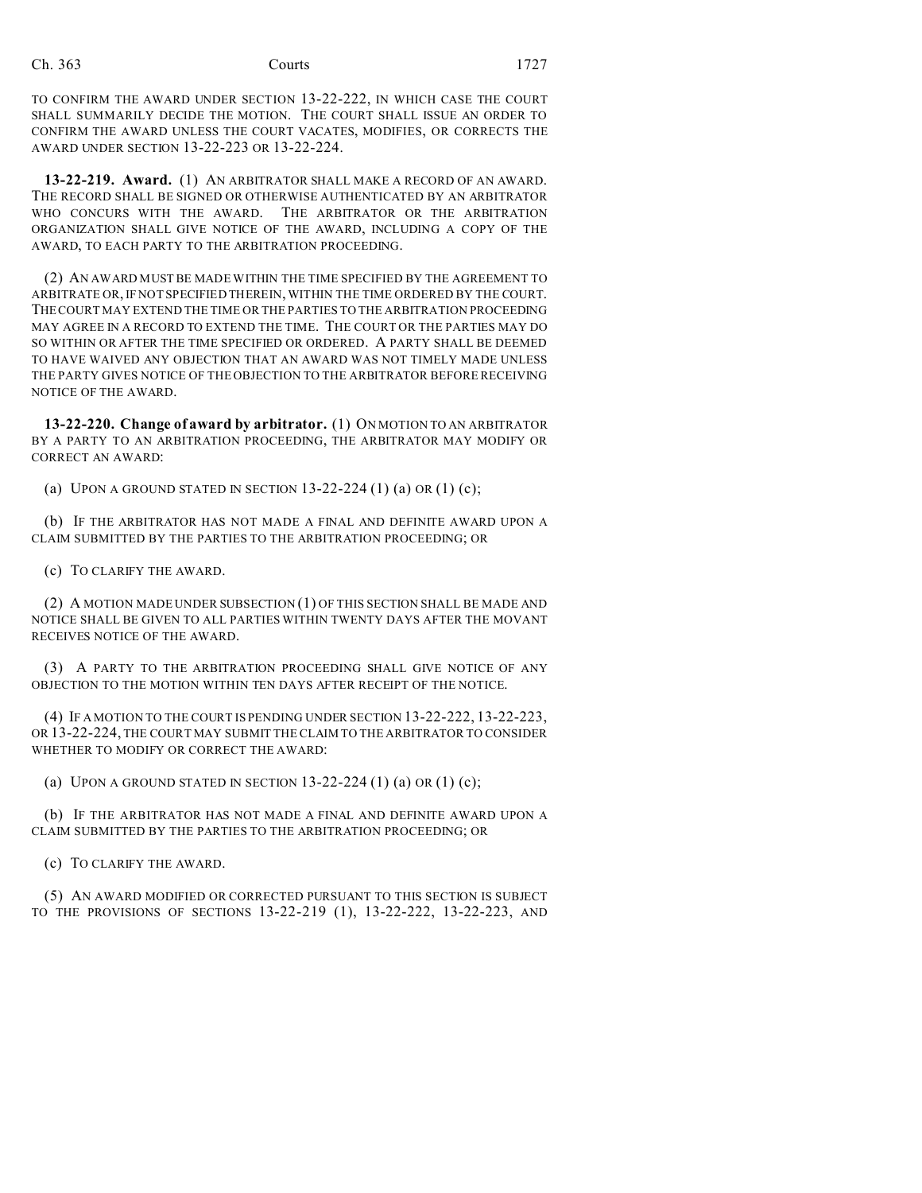TO CONFIRM THE AWARD UNDER SECTION 13-22-222, IN WHICH CASE THE COURT SHALL SUMMARILY DECIDE THE MOTION. THE COURT SHALL ISSUE AN ORDER TO CONFIRM THE AWARD UNLESS THE COURT VACATES, MODIFIES, OR CORRECTS THE AWARD UNDER SECTION 13-22-223 OR 13-22-224.

**13-22-219. Award.** (1) AN ARBITRATOR SHALL MAKE A RECORD OF AN AWARD. THE RECORD SHALL BE SIGNED OR OTHERWISE AUTHENTICATED BY AN ARBITRATOR WHO CONCURS WITH THE AWARD. THE ARBITRATOR OR THE ARBITRATION ORGANIZATION SHALL GIVE NOTICE OF THE AWARD, INCLUDING A COPY OF THE AWARD, TO EACH PARTY TO THE ARBITRATION PROCEEDING.

(2) AN AWARD MUST BE MADE WITHIN THE TIME SPECIFIED BY THE AGREEMENT TO ARBITRATE OR, IF NOT SPECIFIED THEREIN, WITHIN THE TIME ORDERED BY THE COURT. THE COURT MAY EXTEND THE TIME OR THE PARTIES TO THE ARBITRATION PROCEEDING MAY AGREE IN A RECORD TO EXTEND THE TIME. THE COURT OR THE PARTIES MAY DO SO WITHIN OR AFTER THE TIME SPECIFIED OR ORDERED. A PARTY SHALL BE DEEMED TO HAVE WAIVED ANY OBJECTION THAT AN AWARD WAS NOT TIMELY MADE UNLESS THE PARTY GIVES NOTICE OF THE OBJECTION TO THE ARBITRATOR BEFORE RECEIVING NOTICE OF THE AWARD.

**13-22-220. Change of award by arbitrator.** (1) ON MOTION TO AN ARBITRATOR BY A PARTY TO AN ARBITRATION PROCEEDING, THE ARBITRATOR MAY MODIFY OR CORRECT AN AWARD:

(a) UPON A GROUND STATED IN SECTION 13-22-224 (1) (a) OR (1) (c);

(b) IF THE ARBITRATOR HAS NOT MADE A FINAL AND DEFINITE AWARD UPON A CLAIM SUBMITTED BY THE PARTIES TO THE ARBITRATION PROCEEDING; OR

(c) TO CLARIFY THE AWARD.

(2) A MOTION MADE UNDER SUBSECTION (1) OF THIS SECTION SHALL BE MADE AND NOTICE SHALL BE GIVEN TO ALL PARTIES WITHIN TWENTY DAYS AFTER THE MOVANT RECEIVES NOTICE OF THE AWARD.

(3) A PARTY TO THE ARBITRATION PROCEEDING SHALL GIVE NOTICE OF ANY OBJECTION TO THE MOTION WITHIN TEN DAYS AFTER RECEIPT OF THE NOTICE.

(4) IF A MOTION TO THE COURT IS PENDING UNDER SECTION 13-22-222, 13-22-223, OR 13-22-224, THE COURT MAY SUBMIT THE CLAIM TO THE ARBITRATOR TO CONSIDER WHETHER TO MODIFY OR CORRECT THE AWARD:

(a) UPON A GROUND STATED IN SECTION 13-22-224 (1) (a) OR (1) (c);

(b) IF THE ARBITRATOR HAS NOT MADE A FINAL AND DEFINITE AWARD UPON A CLAIM SUBMITTED BY THE PARTIES TO THE ARBITRATION PROCEEDING; OR

(c) TO CLARIFY THE AWARD.

(5) AN AWARD MODIFIED OR CORRECTED PURSUANT TO THIS SECTION IS SUBJECT TO THE PROVISIONS OF SECTIONS 13-22-219 (1), 13-22-222, 13-22-223, AND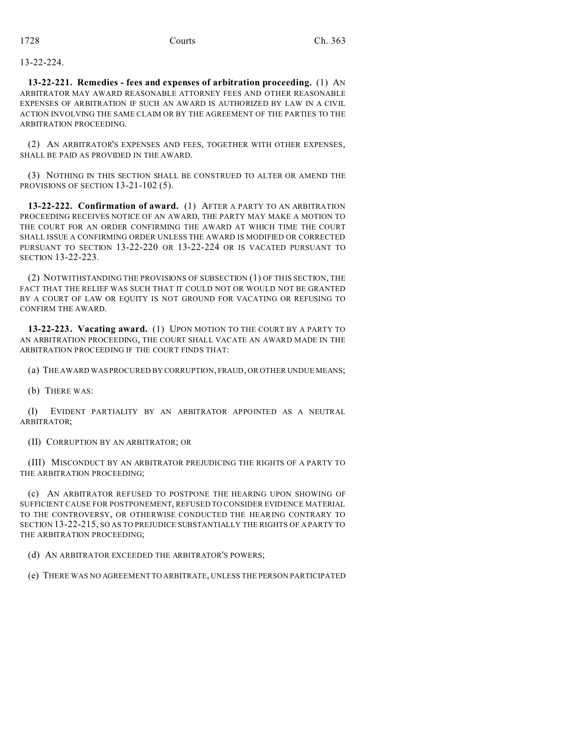13-22-224.

**13-22-221. Remedies - fees and expenses of arbitration proceeding.** (1) AN ARBITRATOR MAY AWARD REASONABLE ATTORNEY FEES AND OTHER REASONABLE EXPENSES OF ARBITRATION IF SUCH AN AWARD IS AUTHORIZED BY LAW IN A CIVIL ACTION INVOLVING THE SAME CLAIM OR BY THE AGREEMENT OF THE PARTIES TO THE ARBITRATION PROCEEDING.

(2) AN ARBITRATOR'S EXPENSES AND FEES, TOGETHER WITH OTHER EXPENSES, SHALL BE PAID AS PROVIDED IN THE AWARD.

(3) NOTHING IN THIS SECTION SHALL BE CONSTRUED TO ALTER OR AMEND THE PROVISIONS OF SECTION 13-21-102 (5).

**13-22-222. Confirmation of award.** (1) AFTER A PARTY TO AN ARBITRATION PROCEEDING RECEIVES NOTICE OF AN AWARD, THE PARTY MAY MAKE A MOTION TO THE COURT FOR AN ORDER CONFIRMING THE AWARD AT WHICH TIME THE COURT SHALL ISSUE A CONFIRMING ORDER UNLESS THE AWARD IS MODIFIED OR CORRECTED PURSUANT TO SECTION 13-22-220 OR 13-22-224 OR IS VACATED PURSUANT TO SECTION 13-22-223.

(2) NOTWITHSTANDING THE PROVISIONS OF SUBSECTION (1) OF THIS SECTION, THE FACT THAT THE RELIEF WAS SUCH THAT IT COULD NOT OR WOULD NOT BE GRANTED BY A COURT OF LAW OR EQUITY IS NOT GROUND FOR VACATING OR REFUSING TO CONFIRM THE AWARD.

**13-22-223. Vacating award.** (1) UPON MOTION TO THE COURT BY A PARTY TO AN ARBITRATION PROCEEDING, THE COURT SHALL VACATE AN AWARD MADE IN THE ARBITRATION PROCEEDING IF THE COURT FINDS THAT:

(a) THE AWARD WAS PROCURED BY CORRUPTION, FRAUD, OR OTHER UNDUE MEANS;

(b) THERE WAS:

(I) EVIDENT PARTIALITY BY AN ARBITRATOR APPOINTED AS A NEUTRAL ARBITRATOR;

(II) CORRUPTION BY AN ARBITRATOR; OR

(III) MISCONDUCT BY AN ARBITRATOR PREJUDICING THE RIGHTS OF A PARTY TO THE ARBITRATION PROCEEDING;

(c) AN ARBITRATOR REFUSED TO POSTPONE THE HEARING UPON SHOWING OF SUFFICIENT CAUSE FOR POSTPONEMENT, REFUSED TO CONSIDER EVIDENCE MATERIAL TO THE CONTROVERSY, OR OTHERWISE CONDUCTED THE HEARING CONTRARY TO SECTION 13-22-215, SO AS TO PREJUDICE SUBSTANTIALLY THE RIGHTS OF A PARTY TO THE ARBITRATION PROCEEDING;

(d) AN ARBITRATOR EXCEEDED THE ARBITRATOR'S POWERS;

(e) THERE WAS NO AGREEMENT TO ARBITRATE, UNLESS THE PERSON PARTICIPATED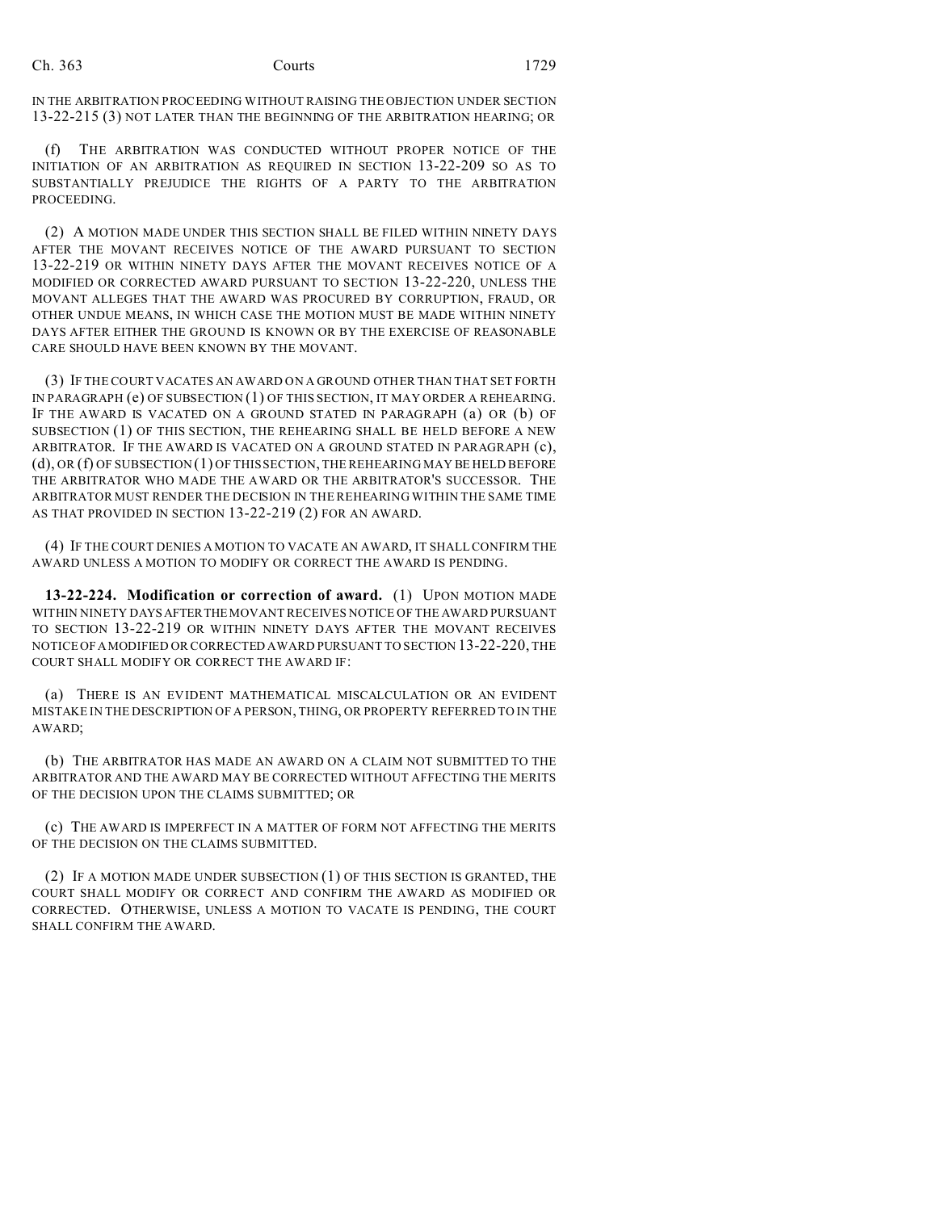IN THE ARBITRATION PROCEEDING WITHOUT RAISING THE OBJECTION UNDER SECTION 13-22-215 (3) NOT LATER THAN THE BEGINNING OF THE ARBITRATION HEARING; OR

(f) THE ARBITRATION WAS CONDUCTED WITHOUT PROPER NOTICE OF THE INITIATION OF AN ARBITRATION AS REQUIRED IN SECTION 13-22-209 SO AS TO SUBSTANTIALLY PREJUDICE THE RIGHTS OF A PARTY TO THE ARBITRATION PROCEEDING.

(2) A MOTION MADE UNDER THIS SECTION SHALL BE FILED WITHIN NINETY DAYS AFTER THE MOVANT RECEIVES NOTICE OF THE AWARD PURSUANT TO SECTION 13-22-219 OR WITHIN NINETY DAYS AFTER THE MOVANT RECEIVES NOTICE OF A MODIFIED OR CORRECTED AWARD PURSUANT TO SECTION 13-22-220, UNLESS THE MOVANT ALLEGES THAT THE AWARD WAS PROCURED BY CORRUPTION, FRAUD, OR OTHER UNDUE MEANS, IN WHICH CASE THE MOTION MUST BE MADE WITHIN NINETY DAYS AFTER EITHER THE GROUND IS KNOWN OR BY THE EXERCISE OF REASONABLE CARE SHOULD HAVE BEEN KNOWN BY THE MOVANT.

(3) IF THE COURT VACATES AN AWARD ON A GROUND OTHER THAN THAT SET FORTH IN PARAGRAPH (e) OF SUBSECTION (1) OF THIS SECTION, IT MAY ORDER A REHEARING. IF THE AWARD IS VACATED ON A GROUND STATED IN PARAGRAPH (a) OR (b) OF SUBSECTION (1) OF THIS SECTION, THE REHEARING SHALL BE HELD BEFORE A NEW ARBITRATOR. IF THE AWARD IS VACATED ON A GROUND STATED IN PARAGRAPH (c), (d), OR (f) OF SUBSECTION (1) OF THIS SECTION, THE REHEARING MAY BE HELD BEFORE THE ARBITRATOR WHO MADE THE AWARD OR THE ARBITRATOR'S SUCCESSOR. THE ARBITRATOR MUST RENDER THE DECISION IN THE REHEARING WITHIN THE SAME TIME AS THAT PROVIDED IN SECTION 13-22-219 (2) FOR AN AWARD.

(4) IF THE COURT DENIES A MOTION TO VACATE AN AWARD, IT SHALL CONFIRM THE AWARD UNLESS A MOTION TO MODIFY OR CORRECT THE AWARD IS PENDING.

**13-22-224. Modification or correction of award.** (1) UPON MOTION MADE WITHIN NINETY DAYS AFTER THE MOVANT RECEIVES NOTICE OF THE AWARD PURSUANT TO SECTION 13-22-219 OR WITHIN NINETY DAYS AFTER THE MOVANT RECEIVES NOTICE OF A MODIFIED OR CORRECTED AWARD PURSUANT TO SECTION 13-22-220, THE COURT SHALL MODIFY OR CORRECT THE AWARD IF:

(a) THERE IS AN EVIDENT MATHEMATICAL MISCALCULATION OR AN EVIDENT MISTAKE IN THE DESCRIPTION OF A PERSON, THING, OR PROPERTY REFERRED TO IN THE AWARD;

(b) THE ARBITRATOR HAS MADE AN AWARD ON A CLAIM NOT SUBMITTED TO THE ARBITRATOR AND THE AWARD MAY BE CORRECTED WITHOUT AFFECTING THE MERITS OF THE DECISION UPON THE CLAIMS SUBMITTED; OR

(c) THE AWARD IS IMPERFECT IN A MATTER OF FORM NOT AFFECTING THE MERITS OF THE DECISION ON THE CLAIMS SUBMITTED.

(2) IF A MOTION MADE UNDER SUBSECTION (1) OF THIS SECTION IS GRANTED, THE COURT SHALL MODIFY OR CORRECT AND CONFIRM THE AWARD AS MODIFIED OR CORRECTED. OTHERWISE, UNLESS A MOTION TO VACATE IS PENDING, THE COURT SHALL CONFIRM THE AWARD.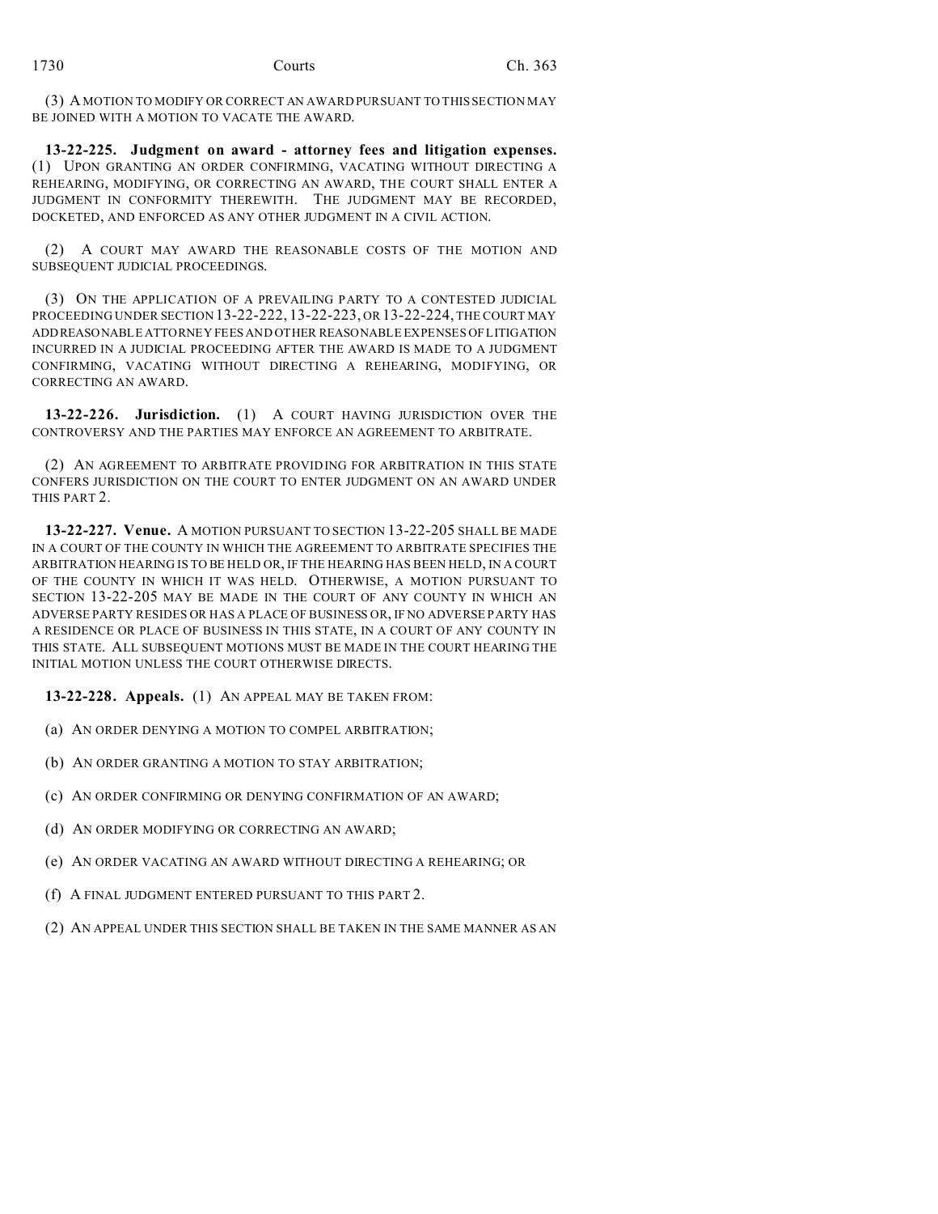(3) A MOTION TO MODIFY OR CORRECT AN AWARD PURSUANT TO THIS SECTION MAY BE JOINED WITH A MOTION TO VACATE THE AWARD.

**13-22-225. Judgment on award - attorney fees and litigation expenses.** (1) UPON GRANTING AN ORDER CONFIRMING, VACATING WITHOUT DIRECTING A REHEARING, MODIFYING, OR CORRECTING AN AWARD, THE COURT SHALL ENTER A JUDGMENT IN CONFORMITY THEREWITH. THE JUDGMENT MAY BE RECORDED, DOCKETED, AND ENFORCED AS ANY OTHER JUDGMENT IN A CIVIL ACTION.

(2) A COURT MAY AWARD THE REASONABLE COSTS OF THE MOTION AND SUBSEQUENT JUDICIAL PROCEEDINGS.

(3) ON THE APPLICATION OF A PREVAILING PARTY TO A CONTESTED JUDICIAL PROCEEDING UNDER SECTION 13-22-222, 13-22-223, OR 13-22-224, THE COURT MAY ADD REASONABLE ATTORNEY FEES AND OTHER REASONABLE EXPENSES OF LITIGATION INCURRED IN A JUDICIAL PROCEEDING AFTER THE AWARD IS MADE TO A JUDGMENT CONFIRMING, VACATING WITHOUT DIRECTING A REHEARING, MODIFYING, OR CORRECTING AN AWARD.

**13-22-226. Jurisdiction.** (1) A COURT HAVING JURISDICTION OVER THE CONTROVERSY AND THE PARTIES MAY ENFORCE AN AGREEMENT TO ARBITRATE.

(2) AN AGREEMENT TO ARBITRATE PROVIDING FOR ARBITRATION IN THIS STATE CONFERS JURISDICTION ON THE COURT TO ENTER JUDGMENT ON AN AWARD UNDER THIS PART 2.

**13-22-227. Venue.** A MOTION PURSUANT TO SECTION 13-22-205 SHALL BE MADE IN A COURT OF THE COUNTY IN WHICH THE AGREEMENT TO ARBITRATE SPECIFIES THE ARBITRATION HEARING IS TO BE HELD OR, IF THE HEARING HAS BEEN HELD, IN A COURT OF THE COUNTY IN WHICH IT WAS HELD. OTHERWISE, A MOTION PURSUANT TO SECTION 13-22-205 MAY BE MADE IN THE COURT OF ANY COUNTY IN WHICH AN ADVERSE PARTY RESIDES OR HAS A PLACE OF BUSINESS OR, IF NO ADVERSE PARTY HAS A RESIDENCE OR PLACE OF BUSINESS IN THIS STATE, IN A COURT OF ANY COUNTY IN THIS STATE. ALL SUBSEQUENT MOTIONS MUST BE MADE IN THE COURT HEARING THE INITIAL MOTION UNLESS THE COURT OTHERWISE DIRECTS.

**13-22-228. Appeals.** (1) AN APPEAL MAY BE TAKEN FROM:

(a) AN ORDER DENYING A MOTION TO COMPEL ARBITRATION;

(b) AN ORDER GRANTING A MOTION TO STAY ARBITRATION;

(c) AN ORDER CONFIRMING OR DENYING CONFIRMATION OF AN AWARD;

(d) AN ORDER MODIFYING OR CORRECTING AN AWARD;

(e) AN ORDER VACATING AN AWARD WITHOUT DIRECTING A REHEARING; OR

(f) A FINAL JUDGMENT ENTERED PURSUANT TO THIS PART 2.

(2) AN APPEAL UNDER THIS SECTION SHALL BE TAKEN IN THE SAME MANNER AS AN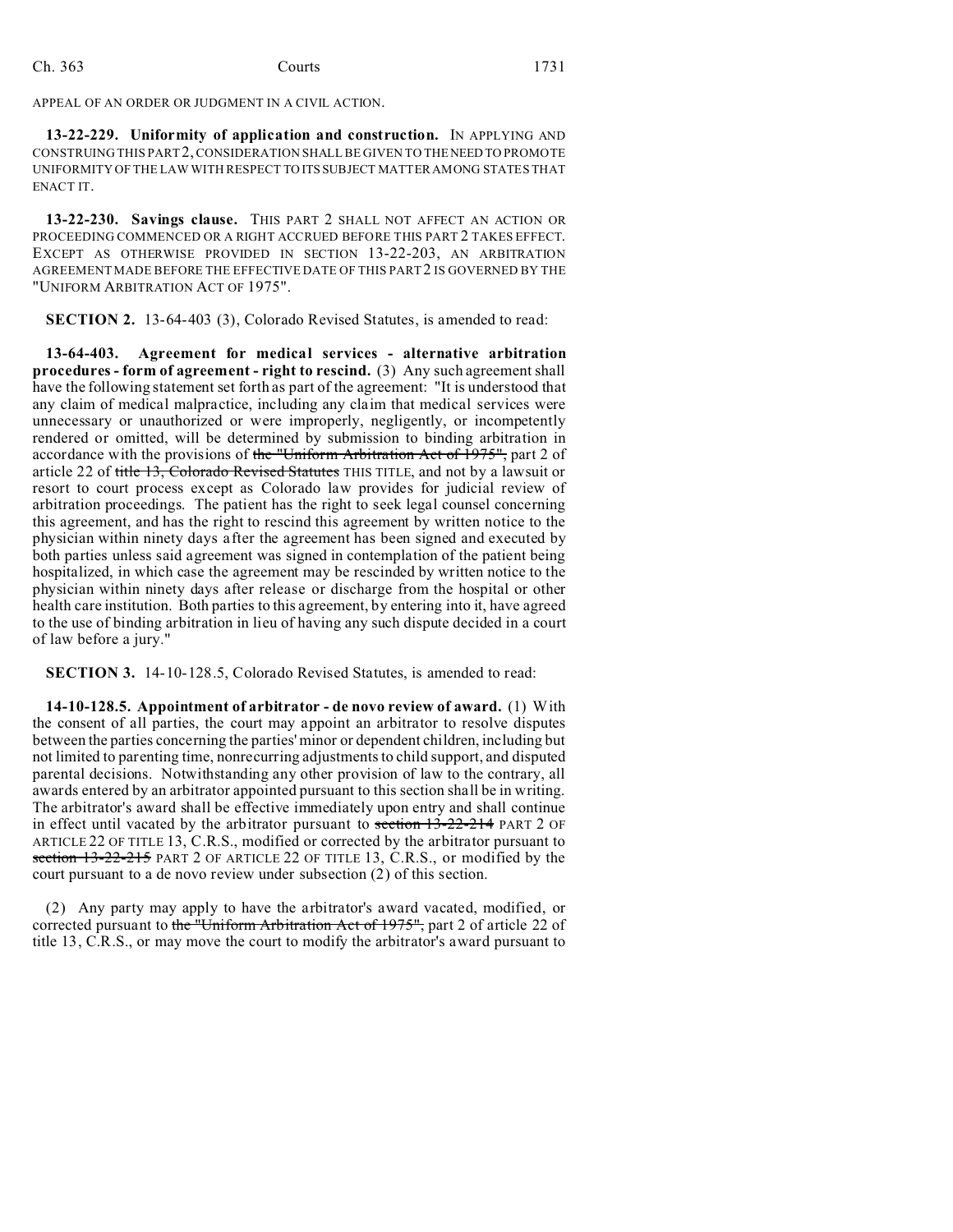APPEAL OF AN ORDER OR JUDGMENT IN A CIVIL ACTION.

**13-22-229. Uniformity of application and construction.** IN APPLYING AND CONSTRUING THIS PART 2, CONSIDERATION SHALL BE GIVEN TO THE NEED TO PROMOTE UNIFORMITY OF THE LAW WITH RESPECT TO ITS SUBJECT MATTER AMONG STATES THAT ENACT IT.

**13-22-230. Savings clause.** THIS PART 2 SHALL NOT AFFECT AN ACTION OR PROCEEDING COMMENCED OR A RIGHT ACCRUED BEFORE THIS PART 2 TAKES EFFECT. EXCEPT AS OTHERWISE PROVIDED IN SECTION 13-22-203, AN ARBITRATION AGREEMENT MADE BEFORE THE EFFECTIVE DATE OF THIS PART 2 IS GOVERNED BY THE "UNIFORM ARBITRATION ACT OF 1975".

**SECTION 2.** 13-64-403 (3), Colorado Revised Statutes, is amended to read:

**13-64-403. Agreement for medical services - alternative arbitration procedures - form of agreement - right to rescind.** (3) Any such agreement shall have the following statement set forth as part of the agreement: "It is understood that any claim of medical malpractice, including any claim that medical services were unnecessary or unauthorized or were improperly, negligently, or incompetently rendered or omitted, will be determined by submission to binding arbitration in accordance with the provisions of ~~the "Uniform Arbitration Act of 1975",~~ part 2 of article 22 of ~~title 13, Colorado Revised Statutes~~ THIS TITLE, and not by a lawsuit or resort to court process except as Colorado law provides for judicial review of arbitration proceedings. The patient has the right to seek legal counsel concerning this agreement, and has the right to rescind this agreement by written notice to the physician within ninety days after the agreement has been signed and executed by both parties unless said agreement was signed in contemplation of the patient being hospitalized, in which case the agreement may be rescinded by written notice to the physician within ninety days after release or discharge from the hospital or other health care institution. Both parties to this agreement, by entering into it, have agreed to the use of binding arbitration in lieu of having any such dispute decided in a court of law before a jury."

**SECTION 3.** 14-10-128.5, Colorado Revised Statutes, is amended to read:

**14-10-128.5. Appointment of arbitrator - de novo review of award.** (1) With the consent of all parties, the court may appoint an arbitrator to resolve disputes between the parties concerning the parties' minor or dependent children, including but not limited to parenting time, nonrecurring adjustments to child support, and disputed parental decisions. Notwithstanding any other provision of law to the contrary, all awards entered by an arbitrator appointed pursuant to this section shall be in writing. The arbitrator's award shall be effective immediately upon entry and shall continue in effect until vacated by the arbitrator pursuant to ~~section 13-22-214~~ PART 2 OF ARTICLE 22 OF TITLE 13, C.R.S., modified or corrected by the arbitrator pursuant to ~~section 13-22-215~~ PART 2 OF ARTICLE 22 OF TITLE 13, C.R.S., or modified by the court pursuant to a de novo review under subsection (2) of this section.

(2) Any party may apply to have the arbitrator's award vacated, modified, or corrected pursuant to ~~the "Uniform Arbitration Act of 1975",~~ part 2 of article 22 of title 13, C.R.S., or may move the court to modify the arbitrator's award pursuant to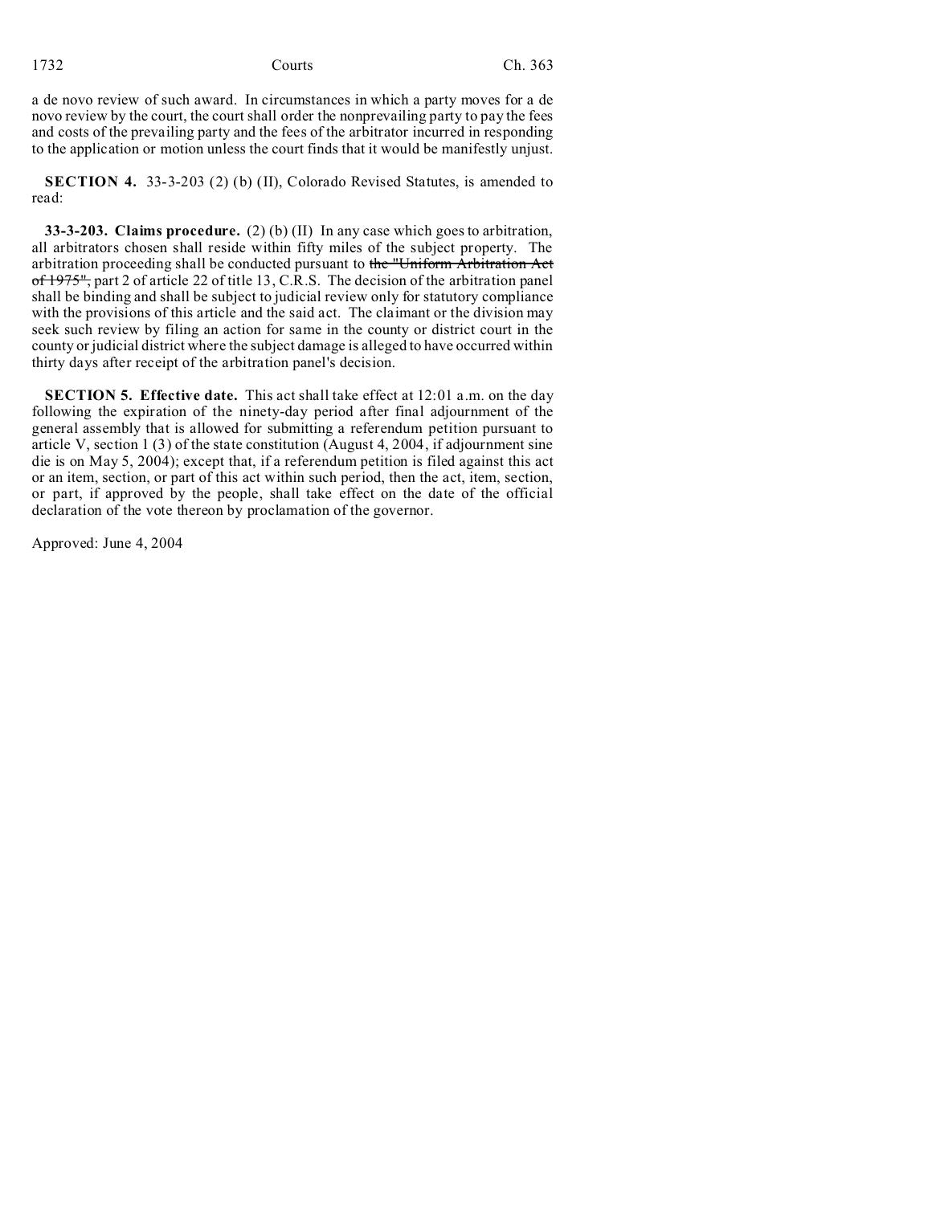a de novo review of such award. In circumstances in which a party moves for a de novo review by the court, the court shall order the nonprevailing party to pay the fees and costs of the prevailing party and the fees of the arbitrator incurred in responding to the application or motion unless the court finds that it would be manifestly unjust.

**SECTION 4.** 33-3-203 (2) (b) (II), Colorado Revised Statutes, is amended to read:

**33-3-203. Claims procedure.** (2) (b) (II) In any case which goes to arbitration, all arbitrators chosen shall reside within fifty miles of the subject property. The arbitration proceeding shall be conducted pursuant to ~~the "Uniform Arbitration Act of 1975",~~ part 2 of article 22 of title 13, C.R.S. The decision of the arbitration panel shall be binding and shall be subject to judicial review only for statutory compliance with the provisions of this article and the said act. The claimant or the division may seek such review by filing an action for same in the county or district court in the county or judicial district where the subject damage is alleged to have occurred within thirty days after receipt of the arbitration panel's decision.

**SECTION 5. Effective date.** This act shall take effect at 12:01 a.m. on the day following the expiration of the ninety-day period after final adjournment of the general assembly that is allowed for submitting a referendum petition pursuant to article V, section 1 (3) of the state constitution (August 4, 2004, if adjournment sine die is on May 5, 2004); except that, if a referendum petition is filed against this act or an item, section, or part of this act within such period, then the act, item, section, or part, if approved by the people, shall take effect on the date of the official declaration of the vote thereon by proclamation of the governor.

Approved: June 4, 2004